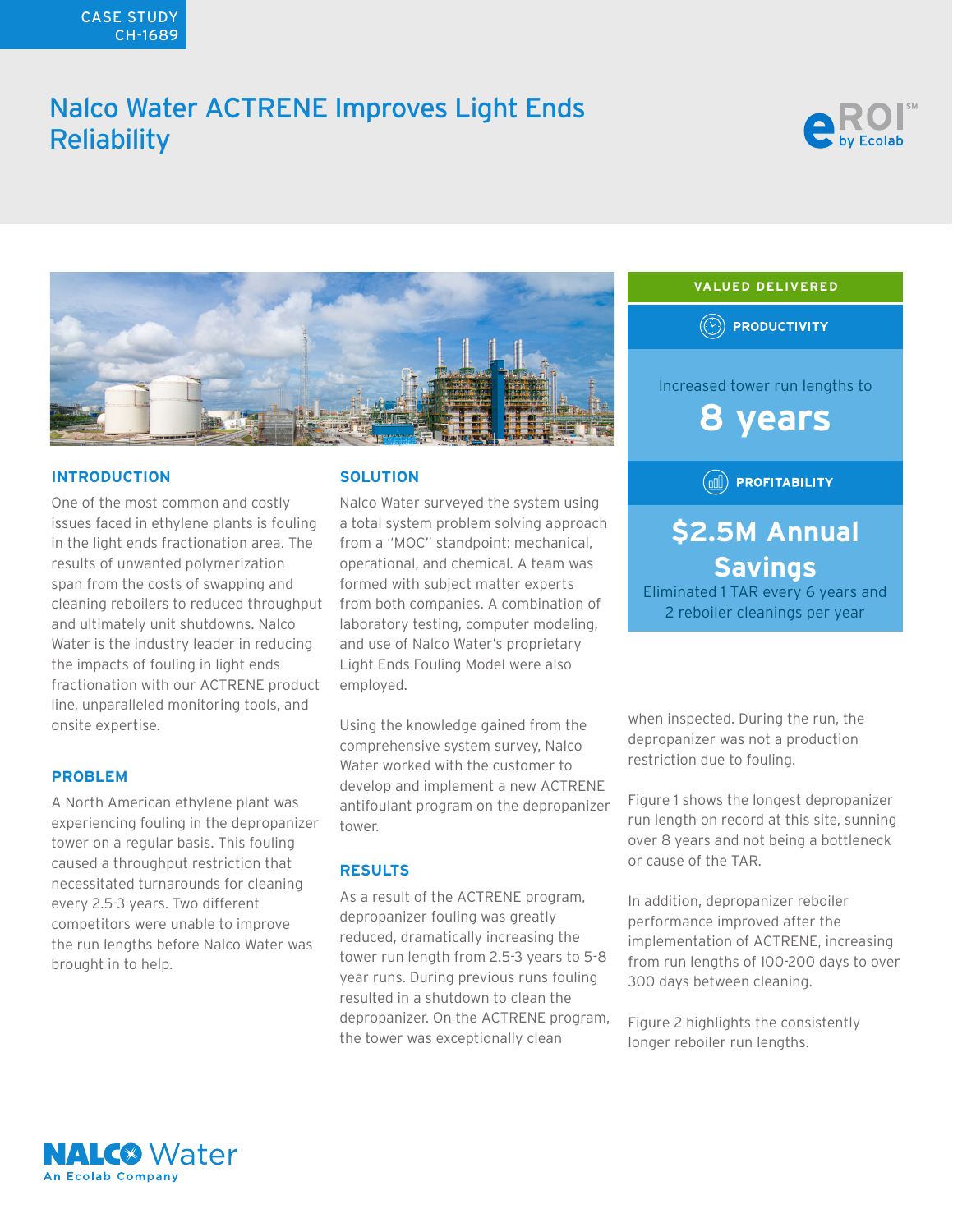CASE STUDY
CH-1689

# Nalco Water ACTRENE Improves Light Ends Reliability

eROI℠ by Ecolab

**VALUED DELIVERED**

**PRODUCTIVITY**

Increased tower run lengths to

**8 years**

**PROFITABILITY**

**$2.5M Annual Savings**

Eliminated 1 TAR every 6 years and 2 reboiler cleanings per year

## INTRODUCTION

One of the most common and costly issues faced in ethylene plants is fouling in the light ends fractionation area. The results of unwanted polymerization span from the costs of swapping and cleaning reboilers to reduced throughput and ultimately unit shutdowns. Nalco Water is the industry leader in reducing the impacts of fouling in light ends fractionation with our ACTRENE product line, unparalleled monitoring tools, and onsite expertise.

## PROBLEM

A North American ethylene plant was experiencing fouling in the depropanizer tower on a regular basis. This fouling caused a throughput restriction that necessitated turnarounds for cleaning every 2.5-3 years. Two different competitors were unable to improve the run lengths before Nalco Water was brought in to help.

## SOLUTION

Nalco Water surveyed the system using a total system problem solving approach from a "MOC" standpoint: mechanical, operational, and chemical. A team was formed with subject matter experts from both companies. A combination of laboratory testing, computer modeling, and use of Nalco Water's proprietary Light Ends Fouling Model were also employed.

Using the knowledge gained from the comprehensive system survey, Nalco Water worked with the customer to develop and implement a new ACTRENE antifoulant program on the depropanizer tower.

## RESULTS

As a result of the ACTRENE program, depropanizer fouling was greatly reduced, dramatically increasing the tower run length from 2.5-3 years to 5-8 year runs. During previous runs fouling resulted in a shutdown to clean the depropanizer. On the ACTRENE program, the tower was exceptionally clean when inspected. During the run, the depropanizer was not a production restriction due to fouling.

Figure 1 shows the longest depropanizer run length on record at this site, sunning over 8 years and not being a bottleneck or cause of the TAR.

In addition, depropanizer reboiler performance improved after the implementation of ACTRENE, increasing from run lengths of 100-200 days to over 300 days between cleaning.

Figure 2 highlights the consistently longer reboiler run lengths.

NALCO Water
An Ecolab Company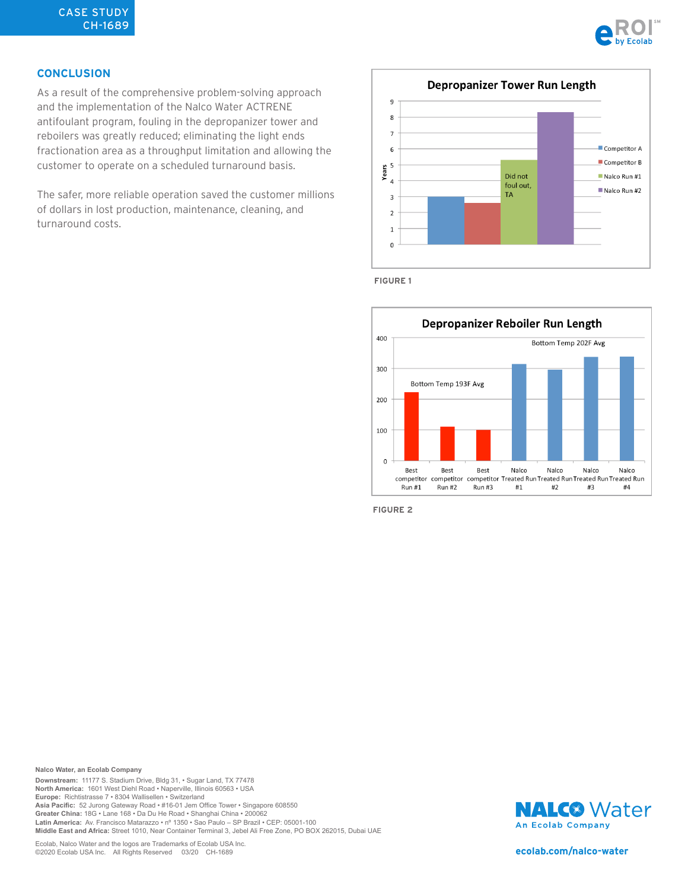## CONCLUSION

As a result of the comprehensive problem-solving approach and the implementation of the Nalco Water ACTRENE antifoulant program, fouling in the depropanizer tower and reboilers was greatly reduced; eliminating the light ends fractionation area as a throughput limitation and allowing the customer to operate on a scheduled turnaround basis.

The safer, more reliable operation saved the customer millions of dollars in lost production, maintenance, cleaning, and turnaround costs.

**Depropanizer Tower Run Length**

Years

0
1
2
3
4
5
6
7
8
9

Did not foul out, TA

Competitor A
Competitor B
Nalco Run #1
Nalco Run #2

FIGURE 1

**Depropanizer Reboiler Run Length**

0
100
200
300
400

Bottom Temp 193F Avg

Bottom Temp 202F Avg

Best competitor Run #1
Best competitor Run #2
Best competitor Run #3
Nalco Treated Run #1
Nalco Treated Run #2
Nalco Treated Run #3
Nalco Treated Run #4

FIGURE 2

**Nalco Water, an Ecolab Company**

**Downstream:** 11177 S. Stadium Drive, Bldg 31, • Sugar Land, TX 77478
**North America:** 1601 West Diehl Road • Naperville, Illinois 60563 • USA
**Europe:** Richtistrasse 7 • 8304 Wallisellen • Switzerland
**Asia Pacific:** 52 Jurong Gateway Road • #16-01 Jem Office Tower • Singapore 608550
**Greater China:** 18G • Lane 168 • Da Du He Road • Shanghai China • 200062
**Latin America:** Av. Francisco Matarazzo • nº 1350 • Sao Paulo – SP Brazil • CEP: 05001-100
**Middle East and Africa:** Street 1010, Near Container Terminal 3, Jebel Ali Free Zone, PO BOX 262015, Dubai UAE

Ecolab, Nalco Water and the logos are Trademarks of Ecolab USA Inc.
©2020 Ecolab USA Inc. All Rights Reserved 03/20 CH-1689

NALCO Water
An Ecolab Company

ecolab.com/nalco-water